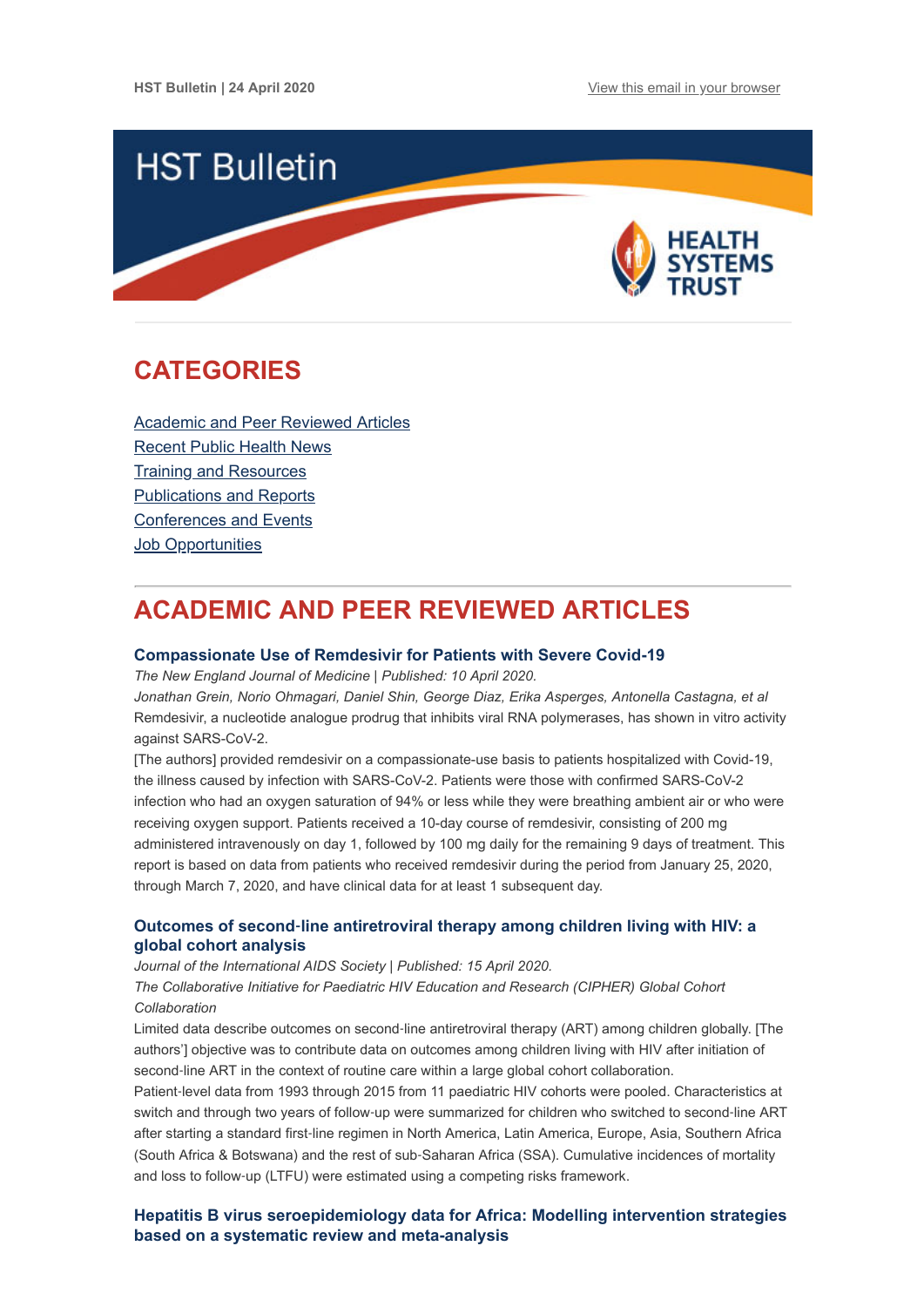HST Bulletin | 24 April 2020 View this email in your browser

# HST Bulletin

HEALTH SYSTEMS TRUST

## CATEGORIES

Academic and Peer Reviewed Articles
Recent Public Health News
Training and Resources
Publications and Reports
Conferences and Events
Job Opportunities

## ACADEMIC AND PEER REVIEWED ARTICLES

### Compassionate Use of Remdesivir for Patients with Severe Covid-19

*The New England Journal of Medicine | Published: 10 April 2020.*
*Jonathan Grein, Norio Ohmagari, Daniel Shin, George Diaz, Erika Asperges, Antonella Castagna, et al*
Remdesivir, a nucleotide analogue prodrug that inhibits viral RNA polymerases, has shown in vitro activity against SARS-CoV-2.
[The authors] provided remdesivir on a compassionate-use basis to patients hospitalized with Covid-19, the illness caused by infection with SARS-CoV-2. Patients were those with confirmed SARS-CoV-2 infection who had an oxygen saturation of 94% or less while they were breathing ambient air or who were receiving oxygen support. Patients received a 10-day course of remdesivir, consisting of 200 mg administered intravenously on day 1, followed by 100 mg daily for the remaining 9 days of treatment. This report is based on data from patients who received remdesivir during the period from January 25, 2020, through March 7, 2020, and have clinical data for at least 1 subsequent day.

### Outcomes of second-line antiretroviral therapy among children living with HIV: a global cohort analysis

*Journal of the International AIDS Society | Published: 15 April 2020.*
*The Collaborative Initiative for Paediatric HIV Education and Research (CIPHER) Global Cohort Collaboration*
Limited data describe outcomes on second-line antiretroviral therapy (ART) among children globally. [The authors'] objective was to contribute data on outcomes among children living with HIV after initiation of second-line ART in the context of routine care within a large global cohort collaboration.
Patient-level data from 1993 through 2015 from 11 paediatric HIV cohorts were pooled. Characteristics at switch and through two years of follow-up were summarized for children who switched to second-line ART after starting a standard first-line regimen in North America, Latin America, Europe, Asia, Southern Africa (South Africa & Botswana) and the rest of sub-Saharan Africa (SSA). Cumulative incidences of mortality and loss to follow-up (LTFU) were estimated using a competing risks framework.

### Hepatitis B virus seroepidemiology data for Africa: Modelling intervention strategies based on a systematic review and meta-analysis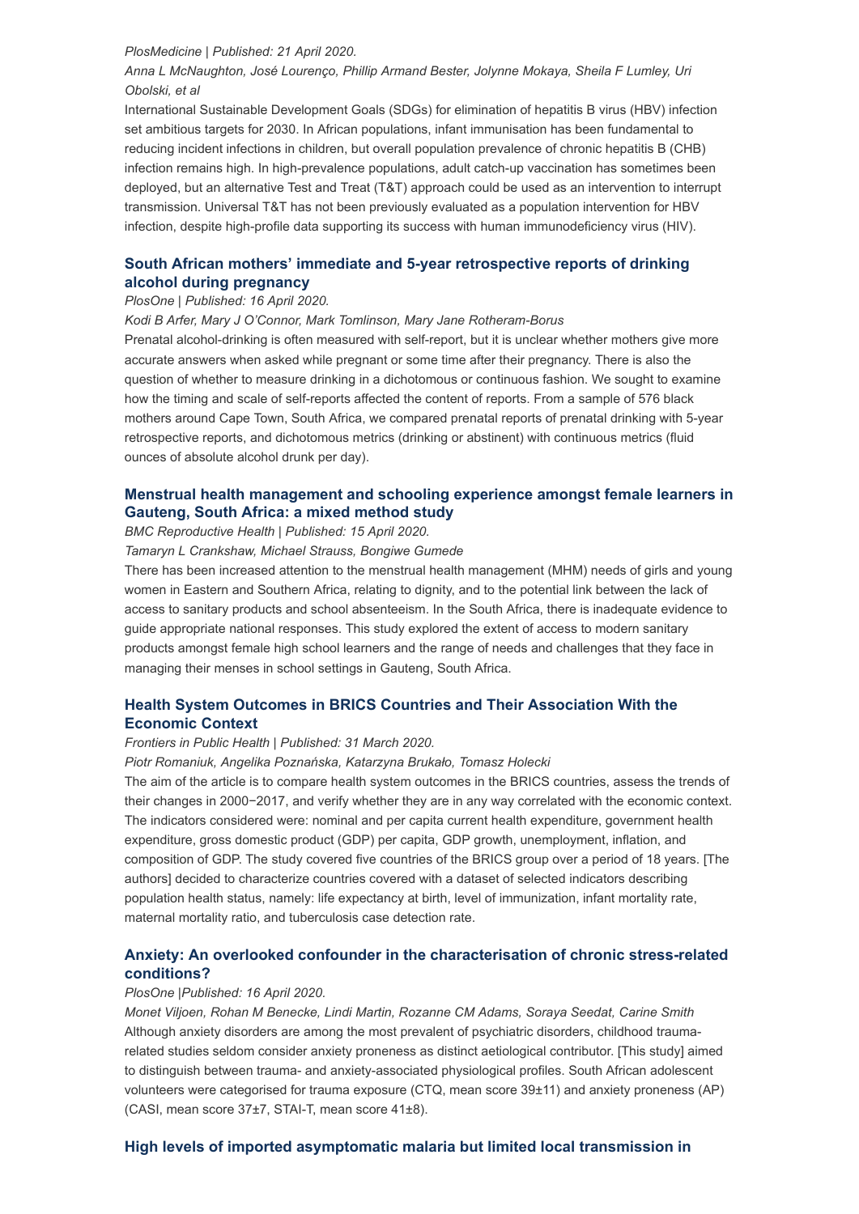*PlosMedicine | Published: 21 April 2020.*

*Anna L McNaughton, José Lourenço, Phillip Armand Bester, Jolynne Mokaya, Sheila F Lumley, Uri Obolski, et al*

International Sustainable Development Goals (SDGs) for elimination of hepatitis B virus (HBV) infection set ambitious targets for 2030. In African populations, infant immunisation has been fundamental to reducing incident infections in children, but overall population prevalence of chronic hepatitis B (CHB) infection remains high. In high-prevalence populations, adult catch-up vaccination has sometimes been deployed, but an alternative Test and Treat (T&T) approach could be used as an intervention to interrupt transmission. Universal T&T has not been previously evaluated as a population intervention for HBV infection, despite high-profile data supporting its success with human immunodeficiency virus (HIV).

### South African mothers' immediate and 5-year retrospective reports of drinking alcohol during pregnancy

*PlosOne | Published: 16 April 2020.*

*Kodi B Arfer, Mary J O'Connor, Mark Tomlinson, Mary Jane Rotheram-Borus*

Prenatal alcohol-drinking is often measured with self-report, but it is unclear whether mothers give more accurate answers when asked while pregnant or some time after their pregnancy. There is also the question of whether to measure drinking in a dichotomous or continuous fashion. We sought to examine how the timing and scale of self-reports affected the content of reports. From a sample of 576 black mothers around Cape Town, South Africa, we compared prenatal reports of prenatal drinking with 5-year retrospective reports, and dichotomous metrics (drinking or abstinent) with continuous metrics (fluid ounces of absolute alcohol drunk per day).

### Menstrual health management and schooling experience amongst female learners in Gauteng, South Africa: a mixed method study

*BMC Reproductive Health | Published: 15 April 2020.*

*Tamaryn L Crankshaw, Michael Strauss, Bongiwe Gumede*

There has been increased attention to the menstrual health management (MHM) needs of girls and young women in Eastern and Southern Africa, relating to dignity, and to the potential link between the lack of access to sanitary products and school absenteeism. In the South Africa, there is inadequate evidence to guide appropriate national responses. This study explored the extent of access to modern sanitary products amongst female high school learners and the range of needs and challenges that they face in managing their menses in school settings in Gauteng, South Africa.

### Health System Outcomes in BRICS Countries and Their Association With the Economic Context

*Frontiers in Public Health | Published: 31 March 2020.*

*Piotr Romaniuk, Angelika Poznańska, Katarzyna Brukało, Tomasz Holecki*

The aim of the article is to compare health system outcomes in the BRICS countries, assess the trends of their changes in 2000−2017, and verify whether they are in any way correlated with the economic context. The indicators considered were: nominal and per capita current health expenditure, government health expenditure, gross domestic product (GDP) per capita, GDP growth, unemployment, inflation, and composition of GDP. The study covered five countries of the BRICS group over a period of 18 years. [The authors] decided to characterize countries covered with a dataset of selected indicators describing population health status, namely: life expectancy at birth, level of immunization, infant mortality rate, maternal mortality ratio, and tuberculosis case detection rate.

### Anxiety: An overlooked confounder in the characterisation of chronic stress-related conditions?

*PlosOne |Published: 16 April 2020.*

*Monet Viljoen, Rohan M Benecke, Lindi Martin, Rozanne CM Adams, Soraya Seedat, Carine Smith*

Although anxiety disorders are among the most prevalent of psychiatric disorders, childhood trauma-related studies seldom consider anxiety proneness as distinct aetiological contributor. [This study] aimed to distinguish between trauma- and anxiety-associated physiological profiles. South African adolescent volunteers were categorised for trauma exposure (CTQ, mean score 39±11) and anxiety proneness (AP) (CASI, mean score 37±7, STAI-T, mean score 41±8).

### High levels of imported asymptomatic malaria but limited local transmission in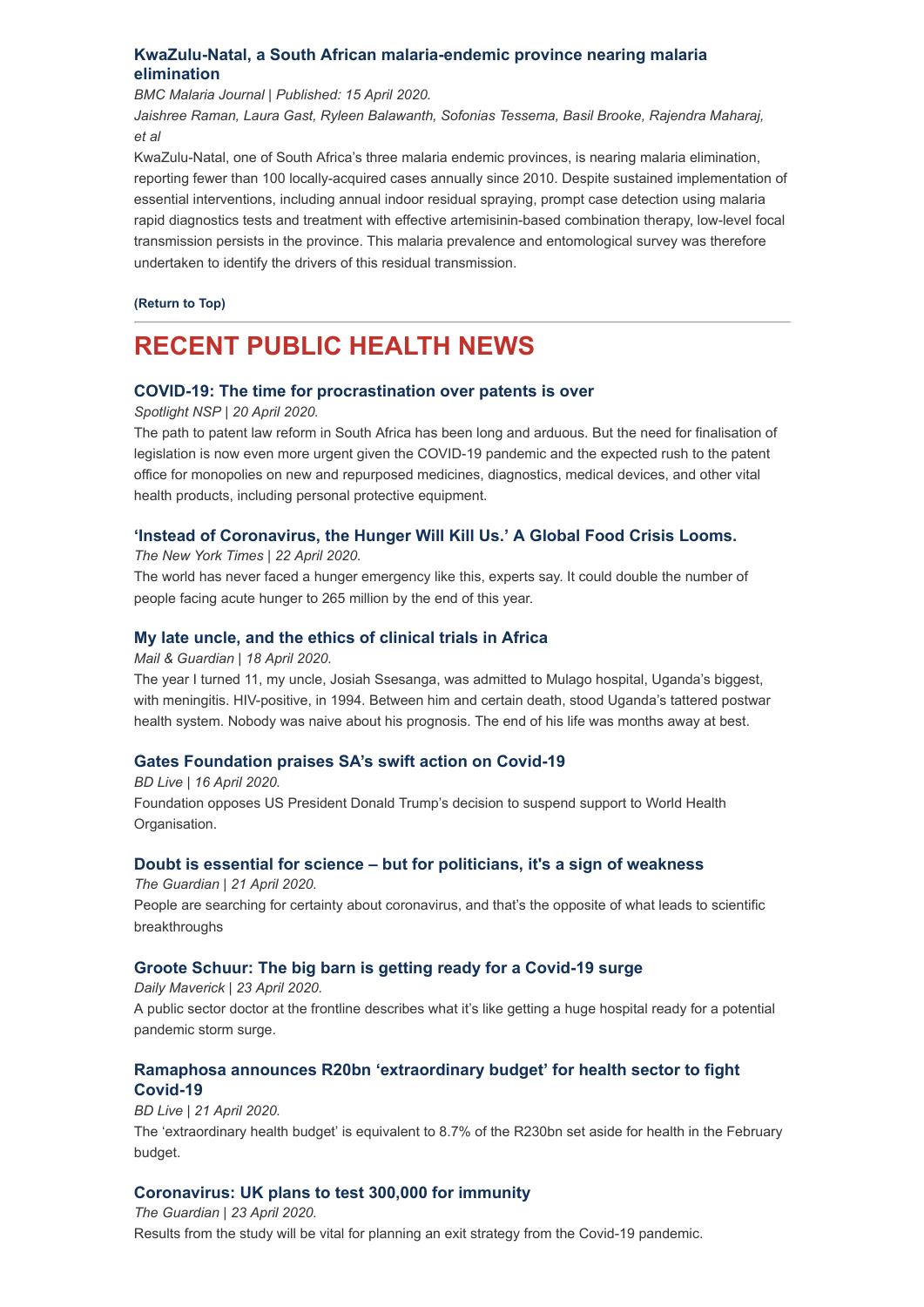### KwaZulu-Natal, a South African malaria-endemic province nearing malaria elimination

*BMC Malaria Journal | Published: 15 April 2020.*

*Jaishree Raman, Laura Gast, Ryleen Balawanth, Sofonias Tessema, Basil Brooke, Rajendra Maharaj, et al*

KwaZulu-Natal, one of South Africa's three malaria endemic provinces, is nearing malaria elimination, reporting fewer than 100 locally-acquired cases annually since 2010. Despite sustained implementation of essential interventions, including annual indoor residual spraying, prompt case detection using malaria rapid diagnostics tests and treatment with effective artemisinin-based combination therapy, low-level focal transmission persists in the province. This malaria prevalence and entomological survey was therefore undertaken to identify the drivers of this residual transmission.

**(Return to Top)**

---

## RECENT PUBLIC HEALTH NEWS

### COVID-19: The time for procrastination over patents is over

*Spotlight NSP | 20 April 2020.*

The path to patent law reform in South Africa has been long and arduous. But the need for finalisation of legislation is now even more urgent given the COVID-19 pandemic and the expected rush to the patent office for monopolies on new and repurposed medicines, diagnostics, medical devices, and other vital health products, including personal protective equipment.

### 'Instead of Coronavirus, the Hunger Will Kill Us.' A Global Food Crisis Looms.

*The New York Times | 22 April 2020.*

The world has never faced a hunger emergency like this, experts say. It could double the number of people facing acute hunger to 265 million by the end of this year.

### My late uncle, and the ethics of clinical trials in Africa

*Mail & Guardian | 18 April 2020.*

The year I turned 11, my uncle, Josiah Ssesanga, was admitted to Mulago hospital, Uganda's biggest, with meningitis. HIV-positive, in 1994. Between him and certain death, stood Uganda's tattered postwar health system. Nobody was naive about his prognosis. The end of his life was months away at best.

### Gates Foundation praises SA's swift action on Covid-19

*BD Live | 16 April 2020.*

Foundation opposes US President Donald Trump's decision to suspend support to World Health Organisation.

### Doubt is essential for science – but for politicians, it's a sign of weakness

*The Guardian | 21 April 2020.*

People are searching for certainty about coronavirus, and that's the opposite of what leads to scientific breakthroughs

### Groote Schuur: The big barn is getting ready for a Covid-19 surge

*Daily Maverick | 23 April 2020.*

A public sector doctor at the frontline describes what it's like getting a huge hospital ready for a potential pandemic storm surge.

### Ramaphosa announces R20bn 'extraordinary budget' for health sector to fight Covid-19

*BD Live | 21 April 2020.*

The 'extraordinary health budget' is equivalent to 8.7% of the R230bn set aside for health in the February budget.

### Coronavirus: UK plans to test 300,000 for immunity

*The Guardian | 23 April 2020.*

Results from the study will be vital for planning an exit strategy from the Covid-19 pandemic.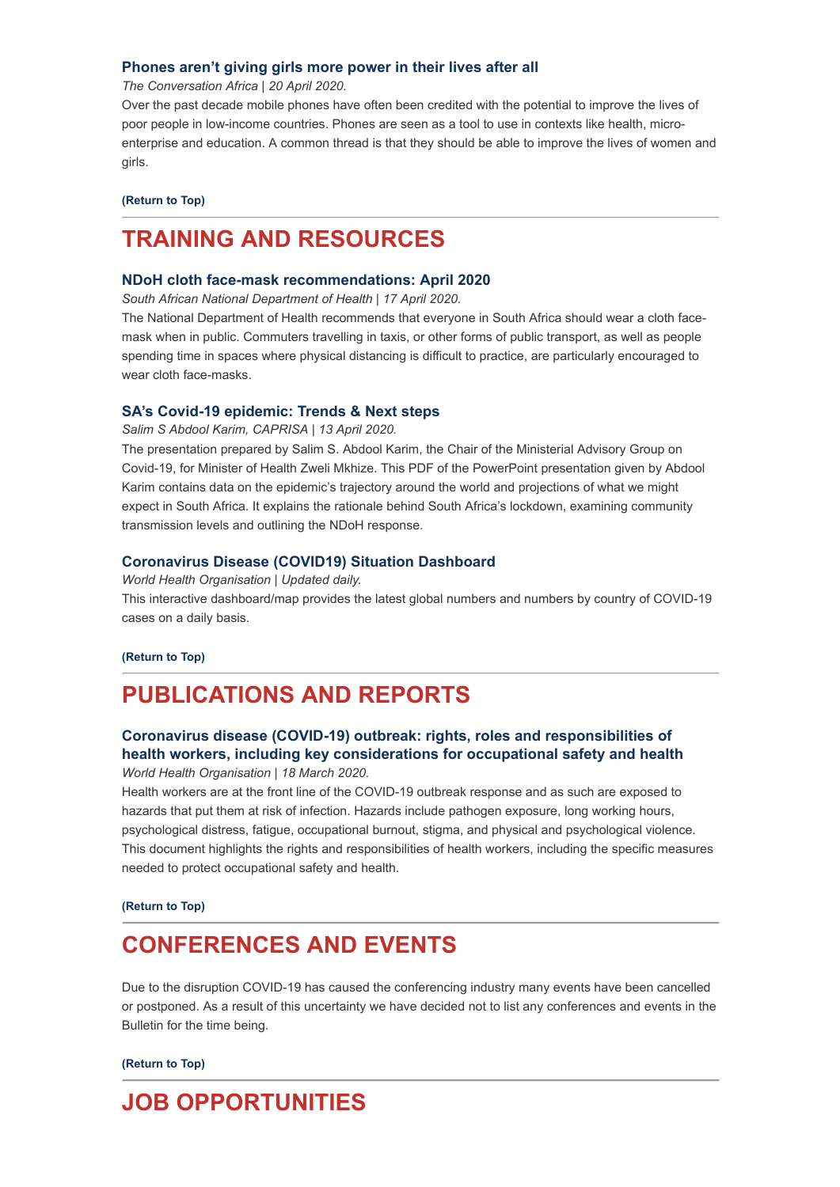### Phones aren't giving girls more power in their lives after all

*The Conversation Africa | 20 April 2020.*

Over the past decade mobile phones have often been credited with the potential to improve the lives of poor people in low-income countries. Phones are seen as a tool to use in contexts like health, micro-enterprise and education. A common thread is that they should be able to improve the lives of women and girls.

**(Return to Top)**

---

## TRAINING AND RESOURCES

### NDoH cloth face-mask recommendations: April 2020

*South African National Department of Health | 17 April 2020.*

The National Department of Health recommends that everyone in South Africa should wear a cloth face-mask when in public. Commuters travelling in taxis, or other forms of public transport, as well as people spending time in spaces where physical distancing is difficult to practice, are particularly encouraged to wear cloth face-masks.

### SA's Covid-19 epidemic: Trends & Next steps

*Salim S Abdool Karim, CAPRISA | 13 April 2020.*

The presentation prepared by Salim S. Abdool Karim, the Chair of the Ministerial Advisory Group on Covid-19, for Minister of Health Zweli Mkhize. This PDF of the PowerPoint presentation given by Abdool Karim contains data on the epidemic's trajectory around the world and projections of what we might expect in South Africa. It explains the rationale behind South Africa's lockdown, examining community transmission levels and outlining the NDoH response.

### Coronavirus Disease (COVID19) Situation Dashboard

*World Health Organisation | Updated daily.*

This interactive dashboard/map provides the latest global numbers and numbers by country of COVID-19 cases on a daily basis.

**(Return to Top)**

---

## PUBLICATIONS AND REPORTS

### Coronavirus disease (COVID-19) outbreak: rights, roles and responsibilities of health workers, including key considerations for occupational safety and health

*World Health Organisation | 18 March 2020.*

Health workers are at the front line of the COVID-19 outbreak response and as such are exposed to hazards that put them at risk of infection. Hazards include pathogen exposure, long working hours, psychological distress, fatigue, occupational burnout, stigma, and physical and psychological violence. This document highlights the rights and responsibilities of health workers, including the specific measures needed to protect occupational safety and health.

**(Return to Top)**

---

## CONFERENCES AND EVENTS

Due to the disruption COVID-19 has caused the conferencing industry many events have been cancelled or postponed. As a result of this uncertainty we have decided not to list any conferences and events in the Bulletin for the time being.

**(Return to Top)**

---

## JOB OPPORTUNITIES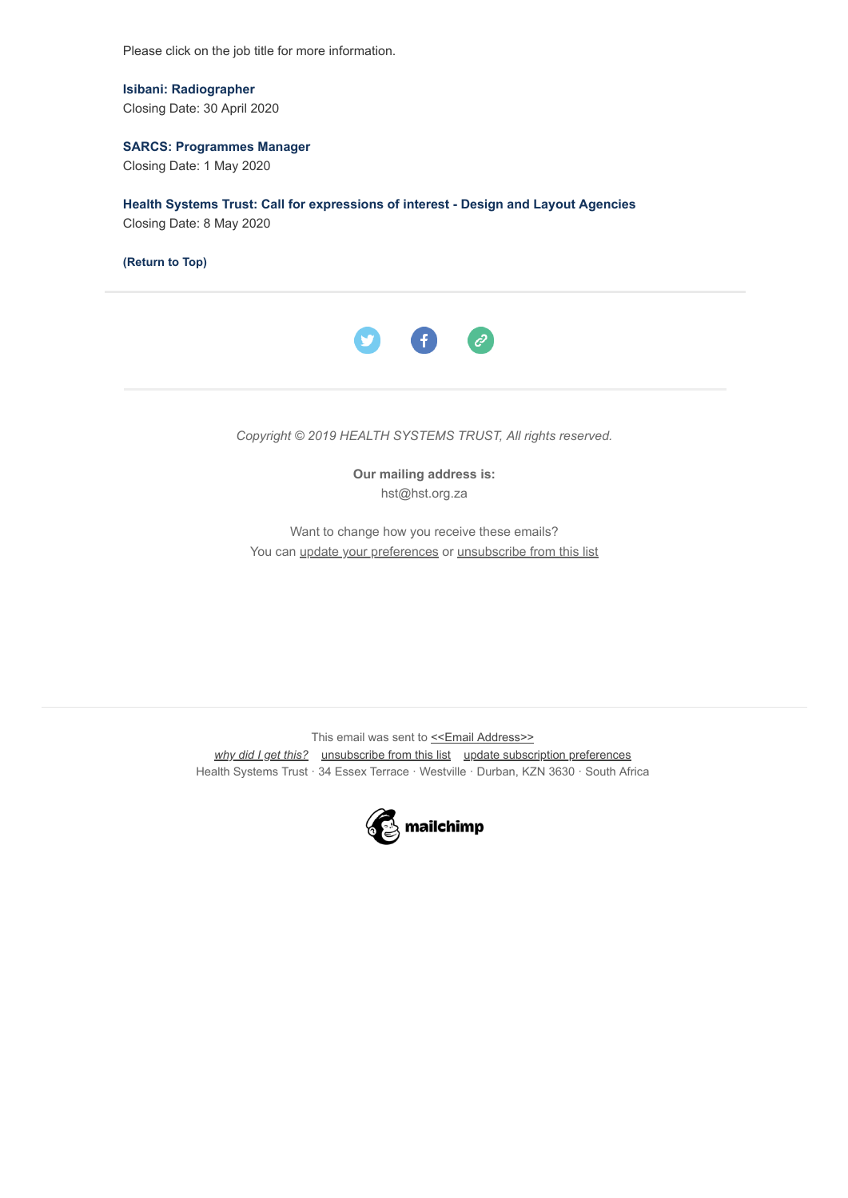Please click on the job title for more information.

**Isibani: Radiographer**
Closing Date: 30 April 2020

**SARCS: Programmes Manager**
Closing Date: 1 May 2020

**Health Systems Trust: Call for expressions of interest - Design and Layout Agencies**
Closing Date: 8 May 2020

**(Return to Top)**

*Copyright © 2019 HEALTH SYSTEMS TRUST, All rights reserved.*

**Our mailing address is:**
hst@hst.org.za

Want to change how you receive these emails?
You can update your preferences or unsubscribe from this list

This email was sent to <<Email Address>>
*why did I get this?* unsubscribe from this list update subscription preferences
Health Systems Trust · 34 Essex Terrace · Westville · Durban, KZN 3630 · South Africa

mailchimp